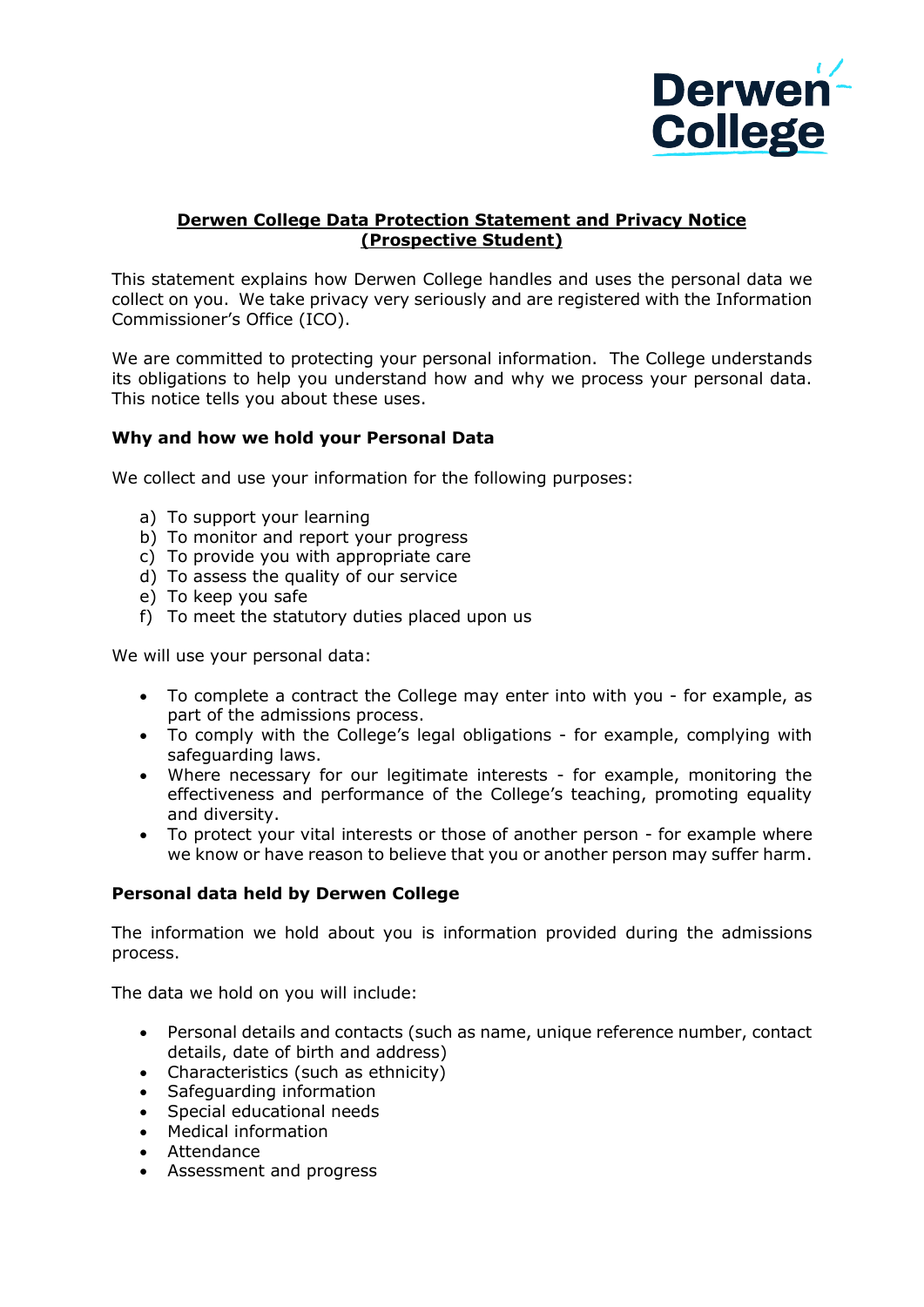Derwen College

# Derwen College Data Protection Statement and Privacy Notice (Prospective Student)

This statement explains how Derwen College handles and uses the personal data we collect on you. We take privacy very seriously and are registered with the Information Commissioner's Office (ICO).

We are committed to protecting your personal information. The College understands its obligations to help you understand how and why we process your personal data. This notice tells you about these uses.

**Why and how we hold your Personal Data**

We collect and use your information for the following purposes:

a) To support your learning
b) To monitor and report your progress
c) To provide you with appropriate care
d) To assess the quality of our service
e) To keep you safe
f) To meet the statutory duties placed upon us

We will use your personal data:

- To complete a contract the College may enter into with you - for example, as part of the admissions process.
- To comply with the College's legal obligations - for example, complying with safeguarding laws.
- Where necessary for our legitimate interests - for example, monitoring the effectiveness and performance of the College's teaching, promoting equality and diversity.
- To protect your vital interests or those of another person - for example where we know or have reason to believe that you or another person may suffer harm.

**Personal data held by Derwen College**

The information we hold about you is information provided during the admissions process.

The data we hold on you will include:

- Personal details and contacts (such as name, unique reference number, contact details, date of birth and address)
- Characteristics (such as ethnicity)
- Safeguarding information
- Special educational needs
- Medical information
- Attendance
- Assessment and progress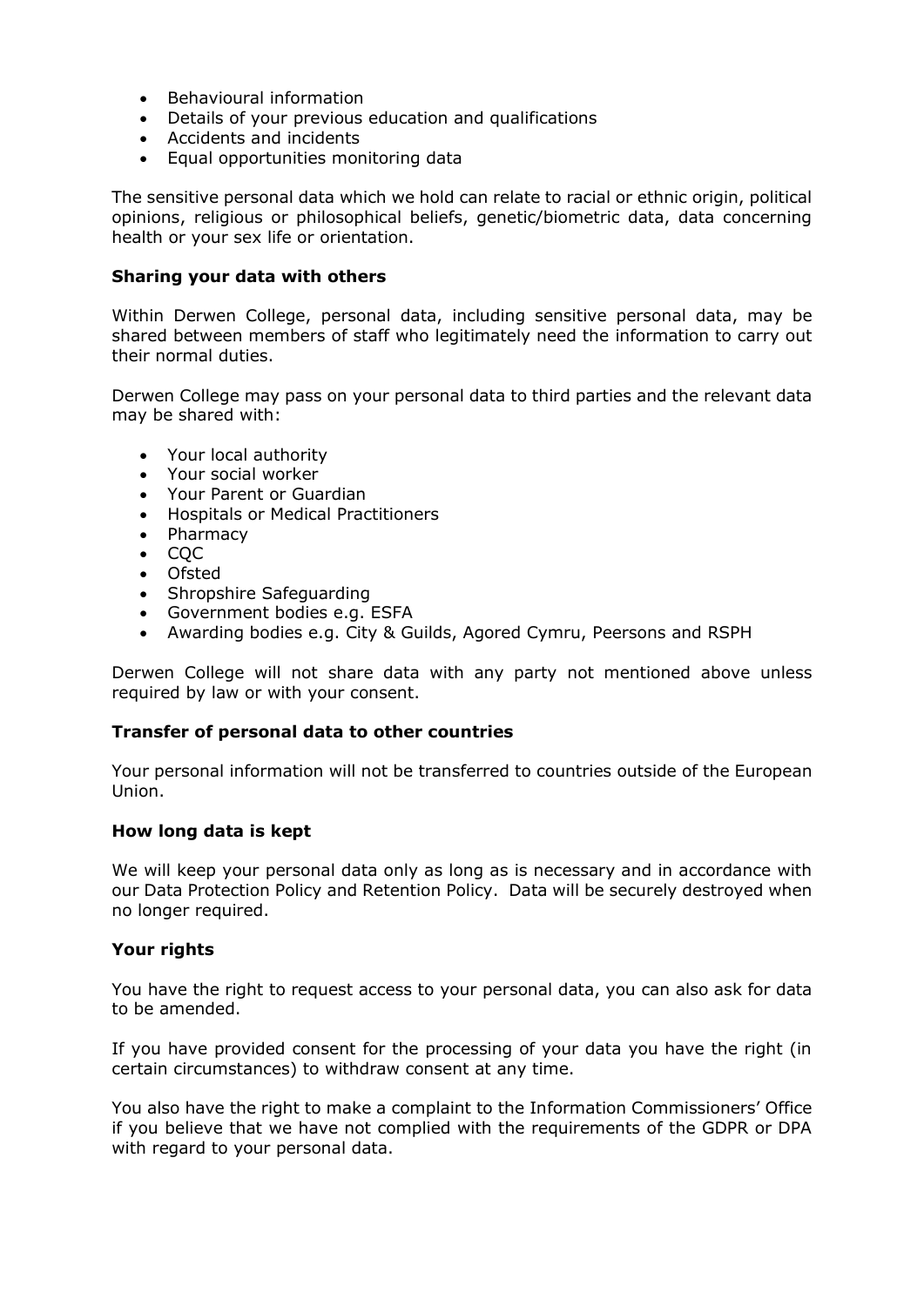- Behavioural information
- Details of your previous education and qualifications
- Accidents and incidents
- Equal opportunities monitoring data

The sensitive personal data which we hold can relate to racial or ethnic origin, political opinions, religious or philosophical beliefs, genetic/biometric data, data concerning health or your sex life or orientation.

**Sharing your data with others**

Within Derwen College, personal data, including sensitive personal data, may be shared between members of staff who legitimately need the information to carry out their normal duties.

Derwen College may pass on your personal data to third parties and the relevant data may be shared with:

- Your local authority
- Your social worker
- Your Parent or Guardian
- Hospitals or Medical Practitioners
- Pharmacy
- CQC
- Ofsted
- Shropshire Safeguarding
- Government bodies e.g. ESFA
- Awarding bodies e.g. City & Guilds, Agored Cymru, Peersons and RSPH

Derwen College will not share data with any party not mentioned above unless required by law or with your consent.

**Transfer of personal data to other countries**

Your personal information will not be transferred to countries outside of the European Union.

**How long data is kept**

We will keep your personal data only as long as is necessary and in accordance with our Data Protection Policy and Retention Policy. Data will be securely destroyed when no longer required.

**Your rights**

You have the right to request access to your personal data, you can also ask for data to be amended.

If you have provided consent for the processing of your data you have the right (in certain circumstances) to withdraw consent at any time.

You also have the right to make a complaint to the Information Commissioners' Office if you believe that we have not complied with the requirements of the GDPR or DPA with regard to your personal data.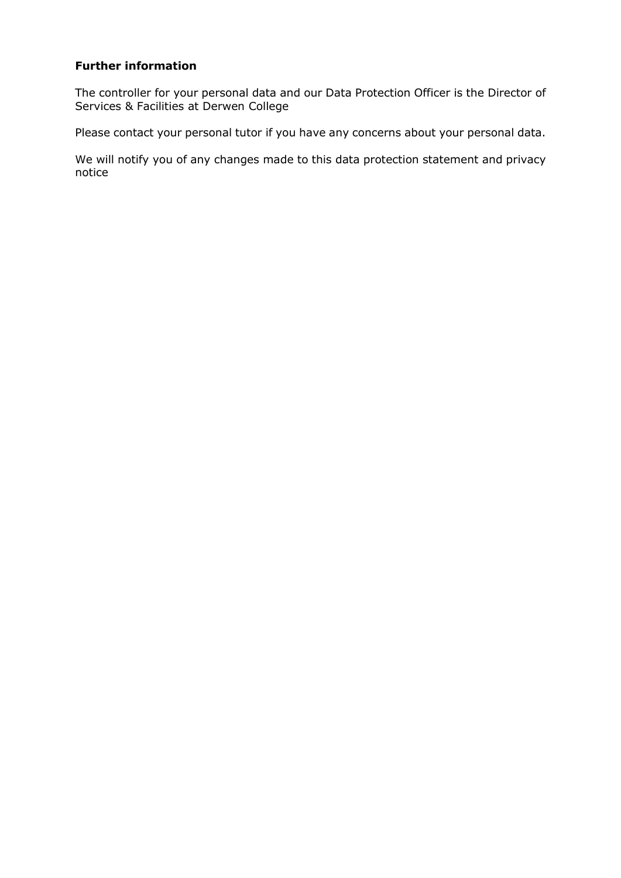**Further information**

The controller for your personal data and our Data Protection Officer is the Director of Services & Facilities at Derwen College

Please contact your personal tutor if you have any concerns about your personal data.

We will notify you of any changes made to this data protection statement and privacy notice